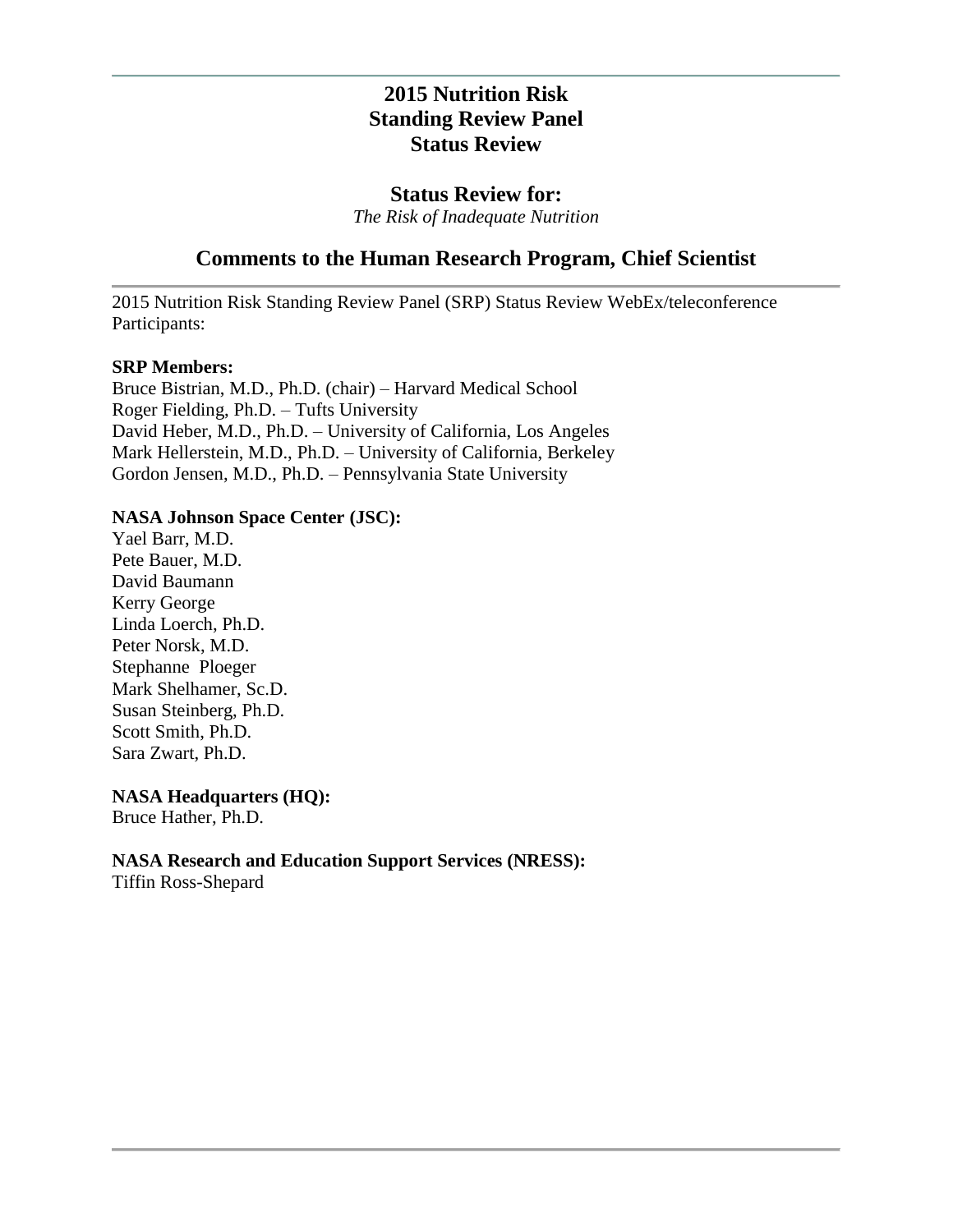# 2015 Nutrition Risk Standing Review Panel Status Review

## Status Review for:

*The Risk of Inadequate Nutrition*

## Comments to the Human Research Program, Chief Scientist

2015 Nutrition Risk Standing Review Panel (SRP) Status Review WebEx/teleconference Participants:

**SRP Members:**
Bruce Bistrian, M.D., Ph.D. (chair) – Harvard Medical School
Roger Fielding, Ph.D. – Tufts University
David Heber, M.D., Ph.D. – University of California, Los Angeles
Mark Hellerstein, M.D., Ph.D. – University of California, Berkeley
Gordon Jensen, M.D., Ph.D. – Pennsylvania State University

**NASA Johnson Space Center (JSC):**
Yael Barr, M.D.
Pete Bauer, M.D.
David Baumann
Kerry George
Linda Loerch, Ph.D.
Peter Norsk, M.D.
Stephanne Ploeger
Mark Shelhamer, Sc.D.
Susan Steinberg, Ph.D.
Scott Smith, Ph.D.
Sara Zwart, Ph.D.

**NASA Headquarters (HQ):**
Bruce Hather, Ph.D.

**NASA Research and Education Support Services (NRESS):**
Tiffin Ross-Shepard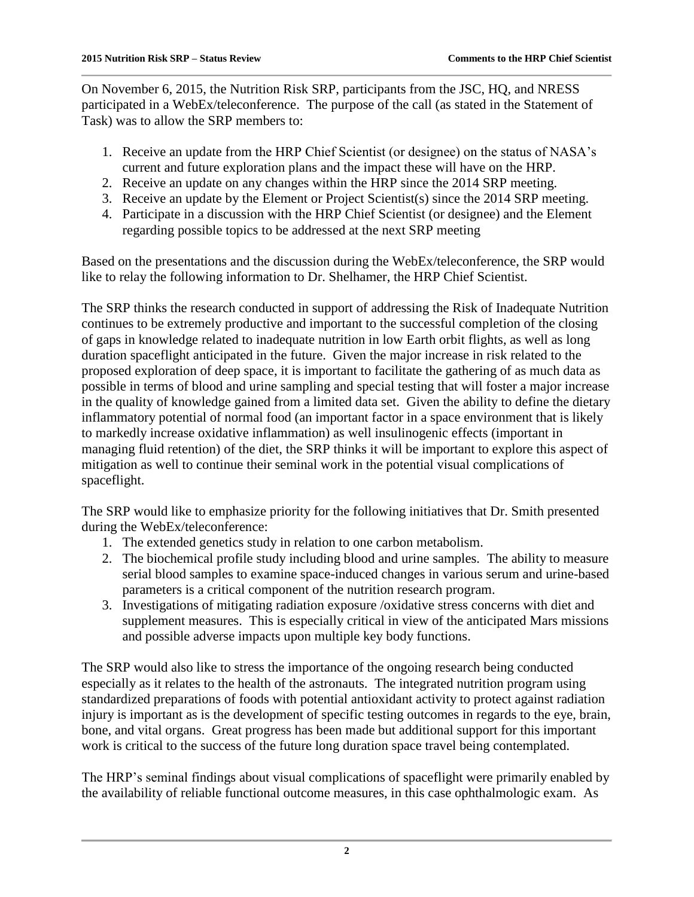On November 6, 2015, the Nutrition Risk SRP, participants from the JSC, HQ, and NRESS participated in a WebEx/teleconference. The purpose of the call (as stated in the Statement of Task) was to allow the SRP members to:

1. Receive an update from the HRP Chief Scientist (or designee) on the status of NASA's current and future exploration plans and the impact these will have on the HRP.
2. Receive an update on any changes within the HRP since the 2014 SRP meeting.
3. Receive an update by the Element or Project Scientist(s) since the 2014 SRP meeting.
4. Participate in a discussion with the HRP Chief Scientist (or designee) and the Element regarding possible topics to be addressed at the next SRP meeting

Based on the presentations and the discussion during the WebEx/teleconference, the SRP would like to relay the following information to Dr. Shelhamer, the HRP Chief Scientist.

The SRP thinks the research conducted in support of addressing the Risk of Inadequate Nutrition continues to be extremely productive and important to the successful completion of the closing of gaps in knowledge related to inadequate nutrition in low Earth orbit flights, as well as long duration spaceflight anticipated in the future. Given the major increase in risk related to the proposed exploration of deep space, it is important to facilitate the gathering of as much data as possible in terms of blood and urine sampling and special testing that will foster a major increase in the quality of knowledge gained from a limited data set. Given the ability to define the dietary inflammatory potential of normal food (an important factor in a space environment that is likely to markedly increase oxidative inflammation) as well insulinogenic effects (important in managing fluid retention) of the diet, the SRP thinks it will be important to explore this aspect of mitigation as well to continue their seminal work in the potential visual complications of spaceflight.

The SRP would like to emphasize priority for the following initiatives that Dr. Smith presented during the WebEx/teleconference:

1. The extended genetics study in relation to one carbon metabolism.
2. The biochemical profile study including blood and urine samples. The ability to measure serial blood samples to examine space-induced changes in various serum and urine-based parameters is a critical component of the nutrition research program.
3. Investigations of mitigating radiation exposure /oxidative stress concerns with diet and supplement measures. This is especially critical in view of the anticipated Mars missions and possible adverse impacts upon multiple key body functions.

The SRP would also like to stress the importance of the ongoing research being conducted especially as it relates to the health of the astronauts. The integrated nutrition program using standardized preparations of foods with potential antioxidant activity to protect against radiation injury is important as is the development of specific testing outcomes in regards to the eye, brain, bone, and vital organs. Great progress has been made but additional support for this important work is critical to the success of the future long duration space travel being contemplated.

The HRP's seminal findings about visual complications of spaceflight were primarily enabled by the availability of reliable functional outcome measures, in this case ophthalmologic exam. As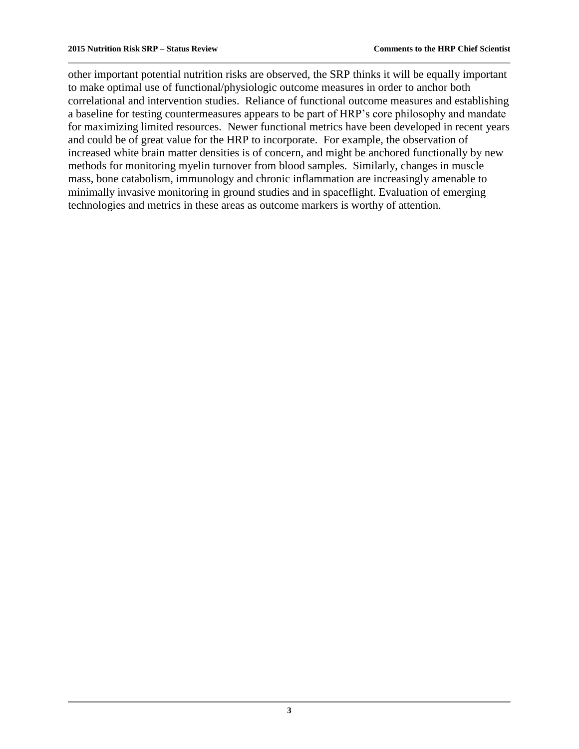other important potential nutrition risks are observed, the SRP thinks it will be equally important to make optimal use of functional/physiologic outcome measures in order to anchor both correlational and intervention studies. Reliance of functional outcome measures and establishing a baseline for testing countermeasures appears to be part of HRP's core philosophy and mandate for maximizing limited resources. Newer functional metrics have been developed in recent years and could be of great value for the HRP to incorporate. For example, the observation of increased white brain matter densities is of concern, and might be anchored functionally by new methods for monitoring myelin turnover from blood samples. Similarly, changes in muscle mass, bone catabolism, immunology and chronic inflammation are increasingly amenable to minimally invasive monitoring in ground studies and in spaceflight. Evaluation of emerging technologies and metrics in these areas as outcome markers is worthy of attention.